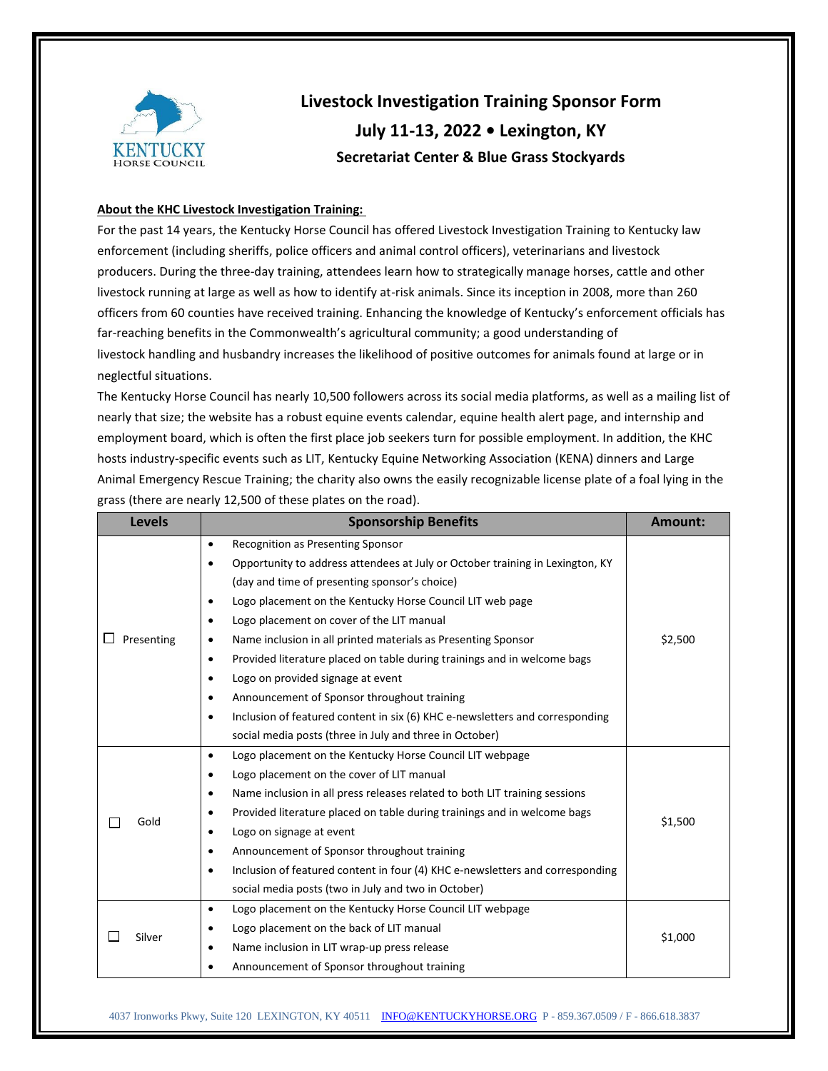# Livestock Investigation Training Sponsor Form

## July 11-13, 2022 • Lexington, KY

### Secretariat Center & Blue Grass Stockyards

**About the KHC Livestock Investigation Training:**

For the past 14 years, the Kentucky Horse Council has offered Livestock Investigation Training to Kentucky law enforcement (including sheriffs, police officers and animal control officers), veterinarians and livestock producers. During the three-day training, attendees learn how to strategically manage horses, cattle and other livestock running at large as well as how to identify at-risk animals. Since its inception in 2008, more than 260 officers from 60 counties have received training. Enhancing the knowledge of Kentucky's enforcement officials has far-reaching benefits in the Commonwealth's agricultural community; a good understanding of livestock handling and husbandry increases the likelihood of positive outcomes for animals found at large or in neglectful situations.

The Kentucky Horse Council has nearly 10,500 followers across its social media platforms, as well as a mailing list of nearly that size; the website has a robust equine events calendar, equine health alert page, and internship and employment board, which is often the first place job seekers turn for possible employment. In addition, the KHC hosts industry-specific events such as LIT, Kentucky Equine Networking Association (KENA) dinners and Large Animal Emergency Rescue Training; the charity also owns the easily recognizable license plate of a foal lying in the grass (there are nearly 12,500 of these plates on the road).

| Levels | Sponsorship Benefits | Amount: |
|---|---|---|
| ☐ Presenting | • Recognition as Presenting Sponsor<br>• Opportunity to address attendees at July or October training in Lexington, KY (day and time of presenting sponsor's choice)<br>• Logo placement on the Kentucky Horse Council LIT web page<br>• Logo placement on cover of the LIT manual<br>• Name inclusion in all printed materials as Presenting Sponsor<br>• Provided literature placed on table during trainings and in welcome bags<br>• Logo on provided signage at event<br>• Announcement of Sponsor throughout training<br>• Inclusion of featured content in six (6) KHC e-newsletters and corresponding social media posts (three in July and three in October) | $2,500 |
| ☐ Gold | • Logo placement on the Kentucky Horse Council LIT webpage<br>• Logo placement on the cover of LIT manual<br>• Name inclusion in all press releases related to both LIT training sessions<br>• Provided literature placed on table during trainings and in welcome bags<br>• Logo on signage at event<br>• Announcement of Sponsor throughout training<br>• Inclusion of featured content in four (4) KHC e-newsletters and corresponding social media posts (two in July and two in October) | $1,500 |
| ☐ Silver | • Logo placement on the Kentucky Horse Council LIT webpage<br>• Logo placement on the back of LIT manual<br>• Name inclusion in LIT wrap-up press release<br>• Announcement of Sponsor throughout training | $1,000 |

4037 Ironworks Pkwy, Suite 120 LEXINGTON, KY 40511 INFO@KENTUCKYHORSE.ORG P - 859.367.0509 / F - 866.618.3837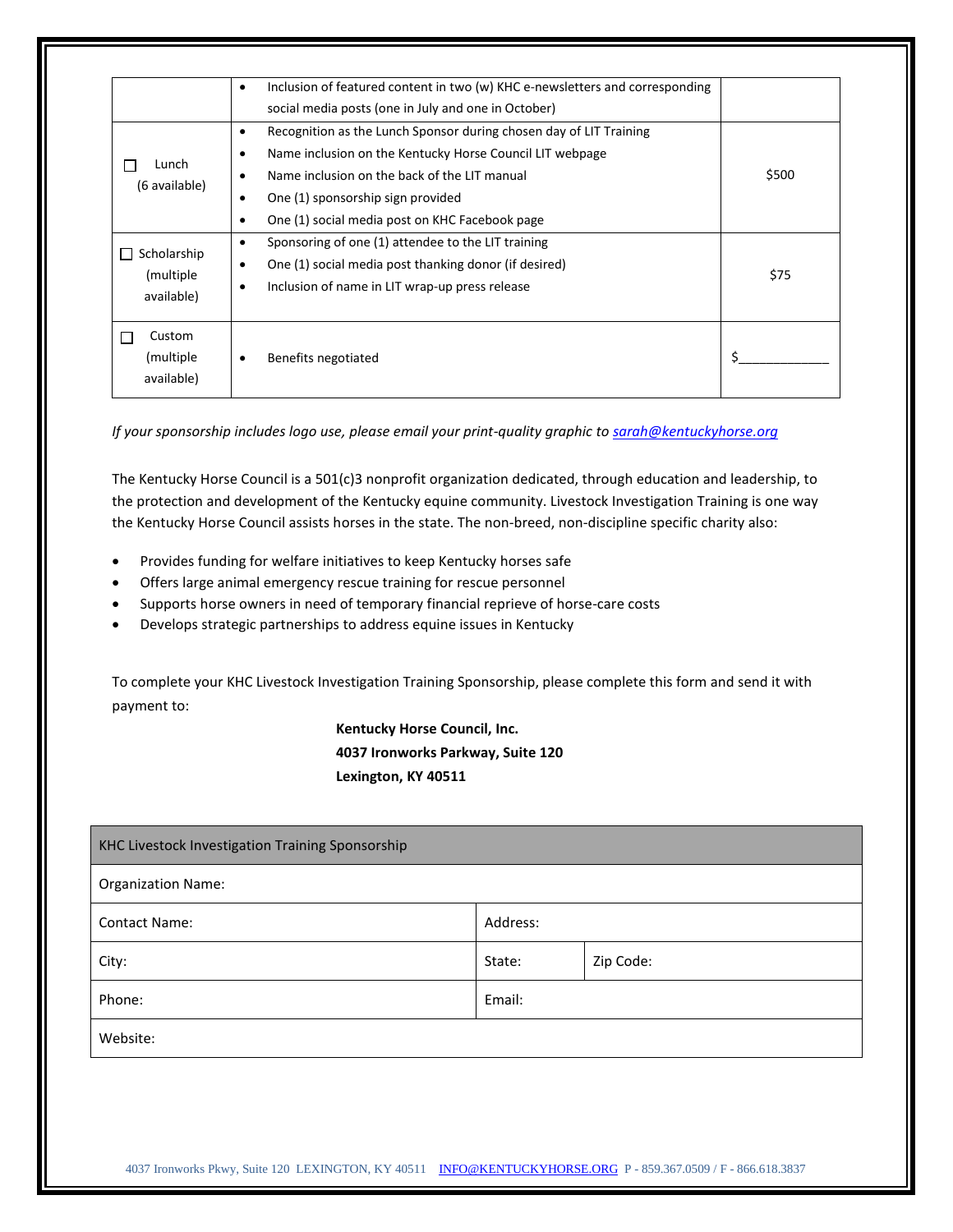| | | |
|---|---|---|
| | • Inclusion of featured content in two (w) KHC e-newsletters and corresponding social media posts (one in July and one in October) | |
| ☐ Lunch (6 available) | • Recognition as the Lunch Sponsor during chosen day of LIT Training<br>• Name inclusion on the Kentucky Horse Council LIT webpage<br>• Name inclusion on the back of the LIT manual<br>• One (1) sponsorship sign provided<br>• One (1) social media post on KHC Facebook page | $500 |
| ☐ Scholarship (multiple available) | • Sponsoring of one (1) attendee to the LIT training<br>• One (1) social media post thanking donor (if desired)<br>• Inclusion of name in LIT wrap-up press release | $75 |
| ☐ Custom (multiple available) | • Benefits negotiated | $____________ |

*If your sponsorship includes logo use, please email your print-quality graphic to sarah@kentuckyhorse.org*

The Kentucky Horse Council is a 501(c)3 nonprofit organization dedicated, through education and leadership, to the protection and development of the Kentucky equine community. Livestock Investigation Training is one way the Kentucky Horse Council assists horses in the state. The non-breed, non-discipline specific charity also:

- Provides funding for welfare initiatives to keep Kentucky horses safe
- Offers large animal emergency rescue training for rescue personnel
- Supports horse owners in need of temporary financial reprieve of horse-care costs
- Develops strategic partnerships to address equine issues in Kentucky

To complete your KHC Livestock Investigation Training Sponsorship, please complete this form and send it with payment to:

**Kentucky Horse Council, Inc.**
**4037 Ironworks Parkway, Suite 120**
**Lexington, KY 40511**

| KHC Livestock Investigation Training Sponsorship | | |
|---|---|---|
| Organization Name: | | |
| Contact Name: | Address: | |
| City: | State: | Zip Code: |
| Phone: | Email: | |
| Website: | | |

4037 Ironworks Pkwy, Suite 120 LEXINGTON, KY 40511 INFO@KENTUCKYHORSE.ORG P - 859.367.0509 / F - 866.618.3837